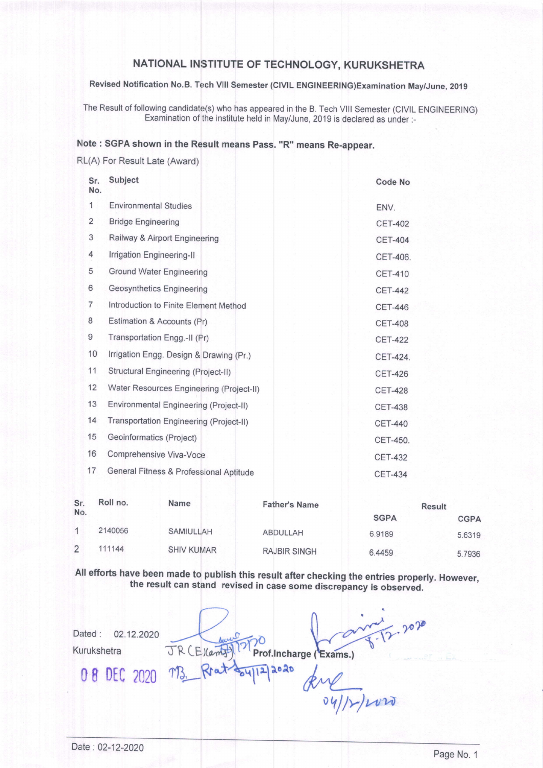# NATIONAL INSTITUTE OF TECHNOLOGY, KURUKSHETRA

**Revised Notification No.B. Tech VIII Semester (CIVIL ENGINEERING)Examination May/June, 2019**

The Result of following candidate(s) who has appeared in the B. Tech VIII Semester (CIVIL ENGINEERING) Examination of the institute held in May/June, 2019 is declared as under :-

**Note : SGPA shown in the Result means Pass. "R" means Re-appear.**

RL(A) For Result Late (Award)

| Sr. No. | Subject | Code No |
|---|---|---|
| 1 | Environmental Studies | ENV. |
| 2 | Bridge Engineering | CET-402 |
| 3 | Railway & Airport Engineering | CET-404 |
| 4 | Irrigation Engineering-II | CET-406. |
| 5 | Ground Water Engineering | CET-410 |
| 6 | Geosynthetics Engineering | CET-442 |
| 7 | Introduction to Finite Element Method | CET-446 |
| 8 | Estimation & Accounts (Pr) | CET-408 |
| 9 | Transportation Engg.-II (Pr) | CET-422 |
| 10 | Irrigation Engg. Design & Drawing (Pr.) | CET-424. |
| 11 | Structural Engineering (Project-II) | CET-426 |
| 12 | Water Resources Engineering (Project-II) | CET-428 |
| 13 | Environmental Engineering (Project-II) | CET-438 |
| 14 | Transportation Engineering (Project-II) | CET-440 |
| 15 | Geoinformatics (Project) | CET-450. |
| 16 | Comprehensive Viva-Voce | CET-432 |
| 17 | General Fitness & Professional Aptitude | CET-434 |

| Sr. No. | Roll no. | Name | Father's Name | Result | |
|---|---|---|---|---|---|
| | | | | SGPA | CGPA |
| 1 | 2140056 | SAMIULLAH | ABDULLAH | 6.9189 | 5.6319 |
| 2 | 111144 | SHIV KUMAR | RAJBIR SINGH | 6.4459 | 5.7936 |

**All efforts have been made to publish this result after checking the entries properly. However, the result can stand revised in case some discrepancy is observed.**

Dated : 02.12.2020

Kurukshetra

08 DEC 2020

JR (Exams) 4/12/20

**Prof.Incharge (Exams.)** 8-12-2020

MB. Prat 04/12/2020

04/12/2020

Date : 02-12-2020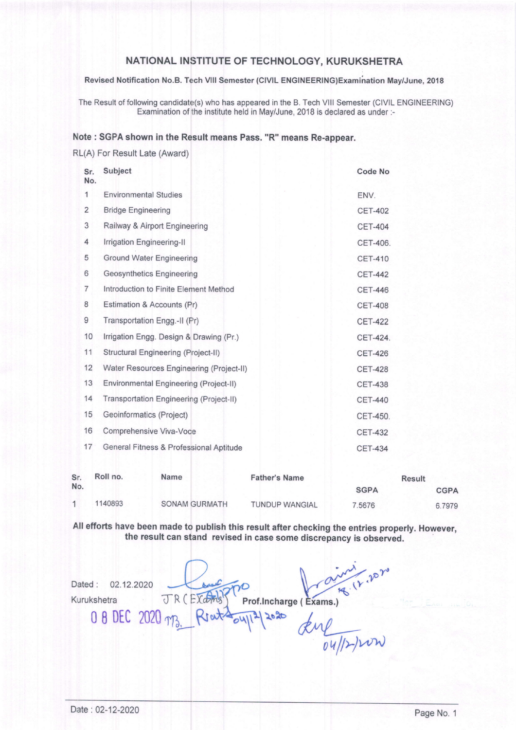# NATIONAL INSTITUTE OF TECHNOLOGY, KURUKSHETRA

**Revised Notification No.B. Tech VIII Semester (CIVIL ENGINEERING)Examination May/June, 2018**

The Result of following candidate(s) who has appeared in the B. Tech VIII Semester (CIVIL ENGINEERING) Examination of the institute held in May/June, 2018 is declared as under :-

**Note : SGPA shown in the Result means Pass. "R" means Re-appear.**

RL(A) For Result Late (Award)

| Sr. No. | Subject | Code No |
|---|---|---|
| 1 | Environmental Studies | ENV. |
| 2 | Bridge Engineering | CET-402 |
| 3 | Railway & Airport Engineering | CET-404 |
| 4 | Irrigation Engineering-II | CET-406. |
| 5 | Ground Water Engineering | CET-410 |
| 6 | Geosynthetics Engineering | CET-442 |
| 7 | Introduction to Finite Element Method | CET-446 |
| 8 | Estimation & Accounts (Pr) | CET-408 |
| 9 | Transportation Engg.-II (Pr) | CET-422 |
| 10 | Irrigation Engg. Design & Drawing (Pr.) | CET-424. |
| 11 | Structural Engineering (Project-II) | CET-426 |
| 12 | Water Resources Engineering (Project-II) | CET-428 |
| 13 | Environmental Engineering (Project-II) | CET-438 |
| 14 | Transportation Engineering (Project-II) | CET-440 |
| 15 | Geoinformatics (Project) | CET-450. |
| 16 | Comprehensive Viva-Voce | CET-432 |
| 17 | General Fitness & Professional Aptitude | CET-434 |

| Sr. No. | Roll no. | Name | Father's Name | Result | |
|---|---|---|---|---|---|
| | | | | SGPA | CGPA |
| 1 | 1140893 | SONAM GURMATH | TUNDUP WANGIAL | 7.5676 | 6.7979 |

**All efforts have been made to publish this result after checking the entries properly. However, the result can stand revised in case some discrepancy is observed.**

Dated : 02.12.2020

Kurukshetra

JR (Exams) 

Prof.Incharge ( Exams.)

08 DEC 2020

Date : 02-12-2020